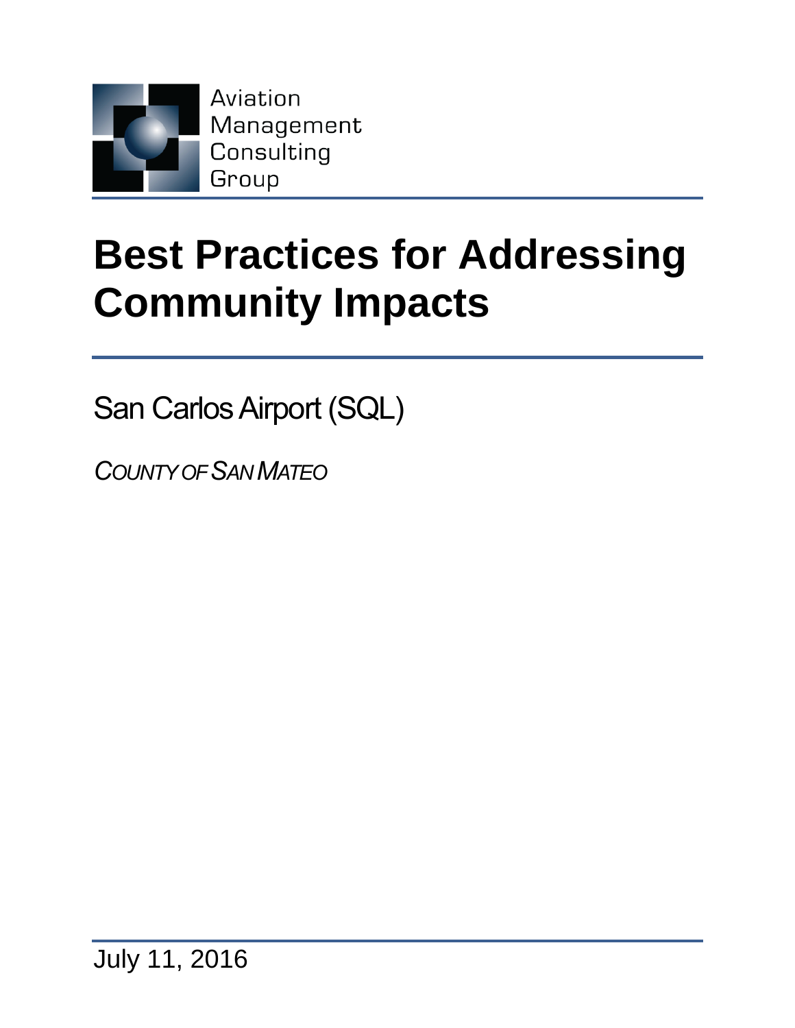Aviation Management Consulting Group

# Best Practices for Addressing Community Impacts

San Carlos Airport (SQL)

*COUNTY OF SAN MATEO*

July 11, 2016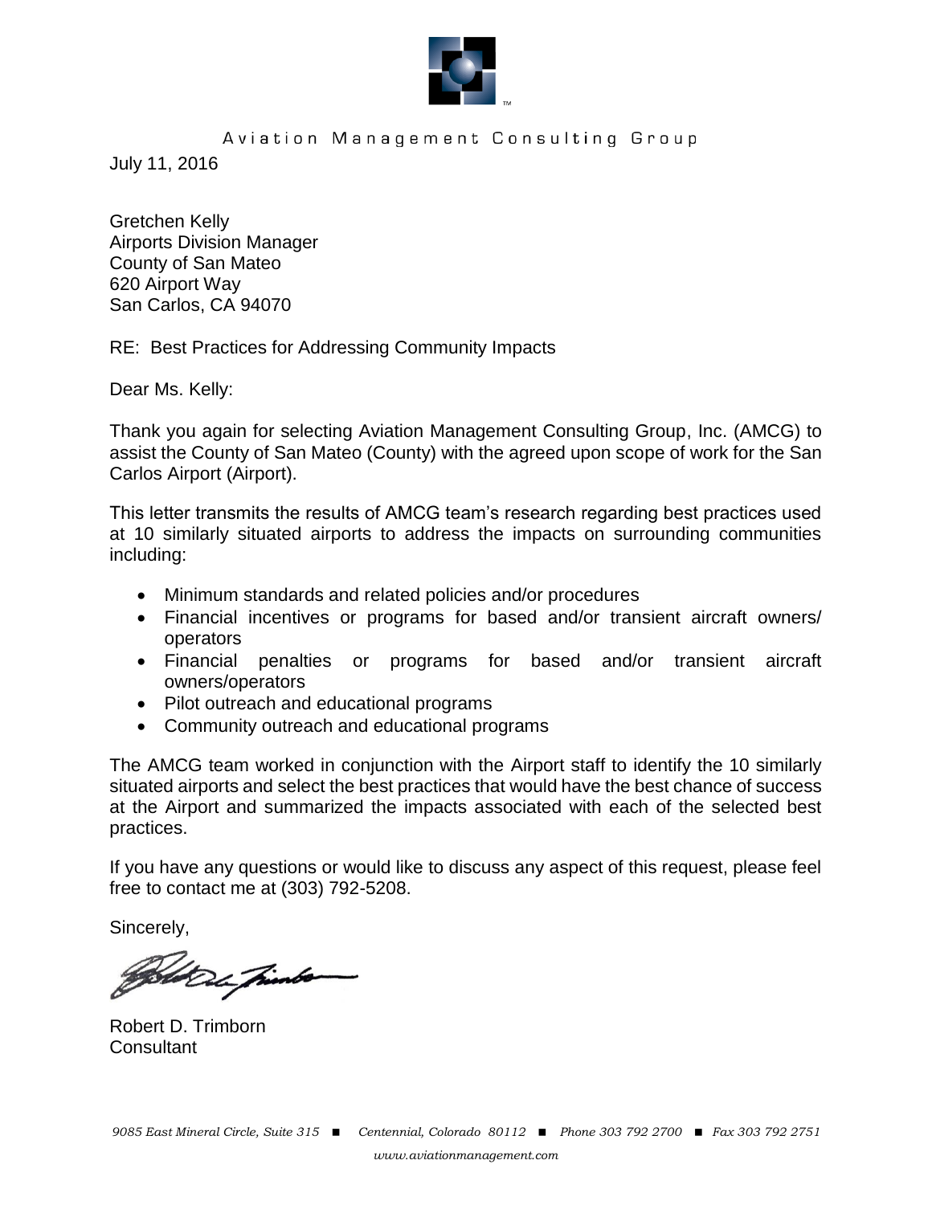Aviation Management Consulting Group

July 11, 2016

Gretchen Kelly
Airports Division Manager
County of San Mateo
620 Airport Way
San Carlos, CA 94070

RE: Best Practices for Addressing Community Impacts

Dear Ms. Kelly:

Thank you again for selecting Aviation Management Consulting Group, Inc. (AMCG) to assist the County of San Mateo (County) with the agreed upon scope of work for the San Carlos Airport (Airport).

This letter transmits the results of AMCG team's research regarding best practices used at 10 similarly situated airports to address the impacts on surrounding communities including:

- Minimum standards and related policies and/or procedures
- Financial incentives or programs for based and/or transient aircraft owners/ operators
- Financial penalties or programs for based and/or transient aircraft owners/operators
- Pilot outreach and educational programs
- Community outreach and educational programs

The AMCG team worked in conjunction with the Airport staff to identify the 10 similarly situated airports and select the best practices that would have the best chance of success at the Airport and summarized the impacts associated with each of the selected best practices.

If you have any questions or would like to discuss any aspect of this request, please feel free to contact me at (303) 792-5208.

Sincerely,

Robert D. Trimborn
Consultant

*9085 East Mineral Circle, Suite 315 ■ Centennial, Colorado 80112 ■ Phone 303 792 2700 ■ Fax 303 792 2751*

*www.aviationmanagement.com*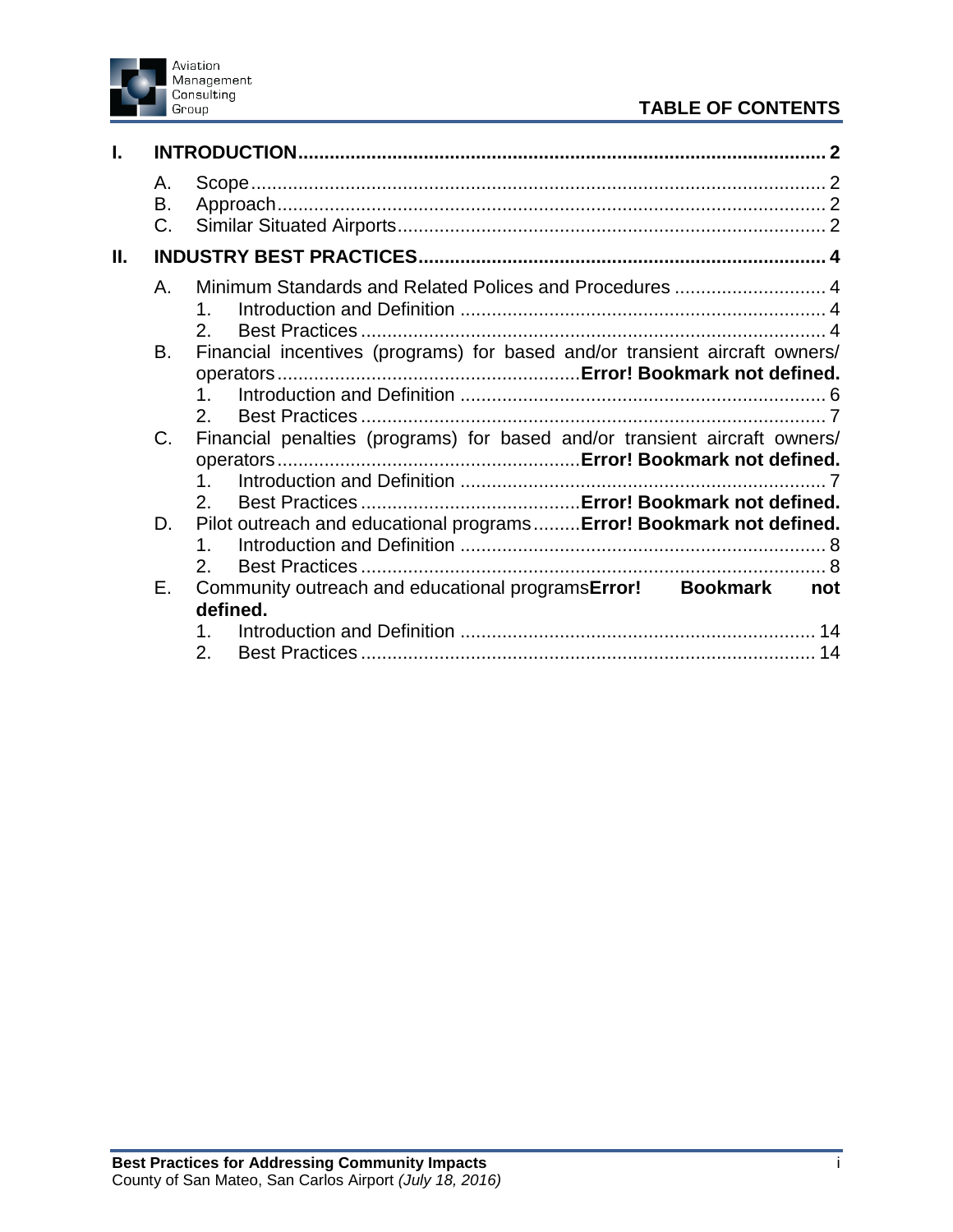# TABLE OF CONTENTS

**I. INTRODUCTION .......... 2**

- A. Scope .......... 2
- B. Approach .......... 2
- C. Similar Situated Airports .......... 2

**II. INDUSTRY BEST PRACTICES .......... 4**

- A. Minimum Standards and Related Polices and Procedures .......... 4
  1. Introduction and Definition .......... 4
  2. Best Practices .......... 4
- B. Financial incentives (programs) for based and/or transient aircraft owners/ operators .......... **Error! Bookmark not defined.**
  1. Introduction and Definition .......... 6
  2. Best Practices .......... 7
- C. Financial penalties (programs) for based and/or transient aircraft owners/ operators .......... **Error! Bookmark not defined.**
  1. Introduction and Definition .......... 7
  2. Best Practices .......... **Error! Bookmark not defined.**
- D. Pilot outreach and educational programs .......... **Error! Bookmark not defined.**
  1. Introduction and Definition .......... 8
  2. Best Practices .......... 8
- E. Community outreach and educational programs **Error! Bookmark not defined.**
  1. Introduction and Definition .......... 14
  2. Best Practices .......... 14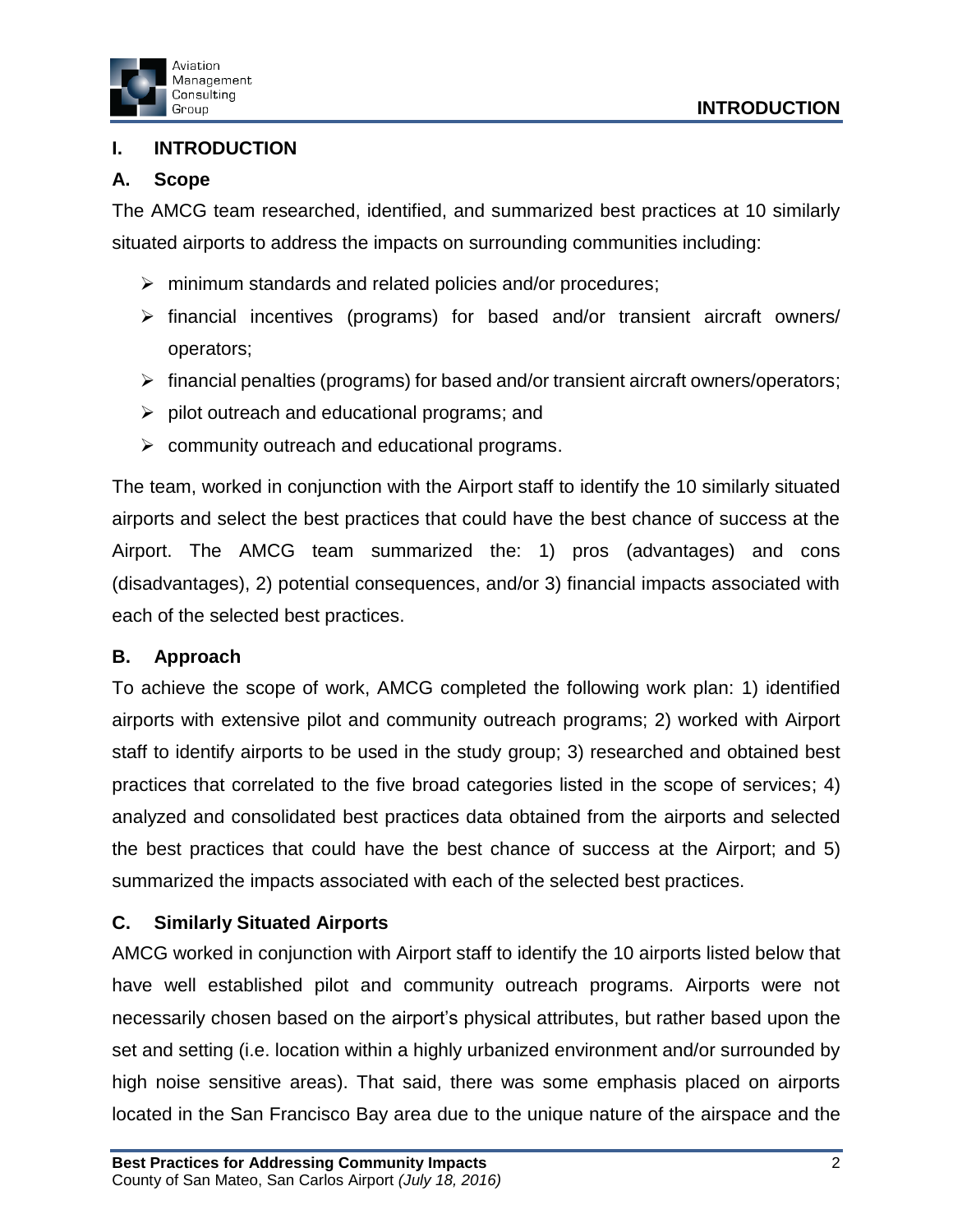# I. INTRODUCTION

## A. Scope

The AMCG team researched, identified, and summarized best practices at 10 similarly situated airports to address the impacts on surrounding communities including:

- minimum standards and related policies and/or procedures;
- financial incentives (programs) for based and/or transient aircraft owners/ operators;
- financial penalties (programs) for based and/or transient aircraft owners/operators;
- pilot outreach and educational programs; and
- community outreach and educational programs.

The team, worked in conjunction with the Airport staff to identify the 10 similarly situated airports and select the best practices that could have the best chance of success at the Airport. The AMCG team summarized the: 1) pros (advantages) and cons (disadvantages), 2) potential consequences, and/or 3) financial impacts associated with each of the selected best practices.

## B. Approach

To achieve the scope of work, AMCG completed the following work plan: 1) identified airports with extensive pilot and community outreach programs; 2) worked with Airport staff to identify airports to be used in the study group; 3) researched and obtained best practices that correlated to the five broad categories listed in the scope of services; 4) analyzed and consolidated best practices data obtained from the airports and selected the best practices that could have the best chance of success at the Airport; and 5) summarized the impacts associated with each of the selected best practices.

## C. Similarly Situated Airports

AMCG worked in conjunction with Airport staff to identify the 10 airports listed below that have well established pilot and community outreach programs. Airports were not necessarily chosen based on the airport's physical attributes, but rather based upon the set and setting (i.e. location within a highly urbanized environment and/or surrounded by high noise sensitive areas). That said, there was some emphasis placed on airports located in the San Francisco Bay area due to the unique nature of the airspace and the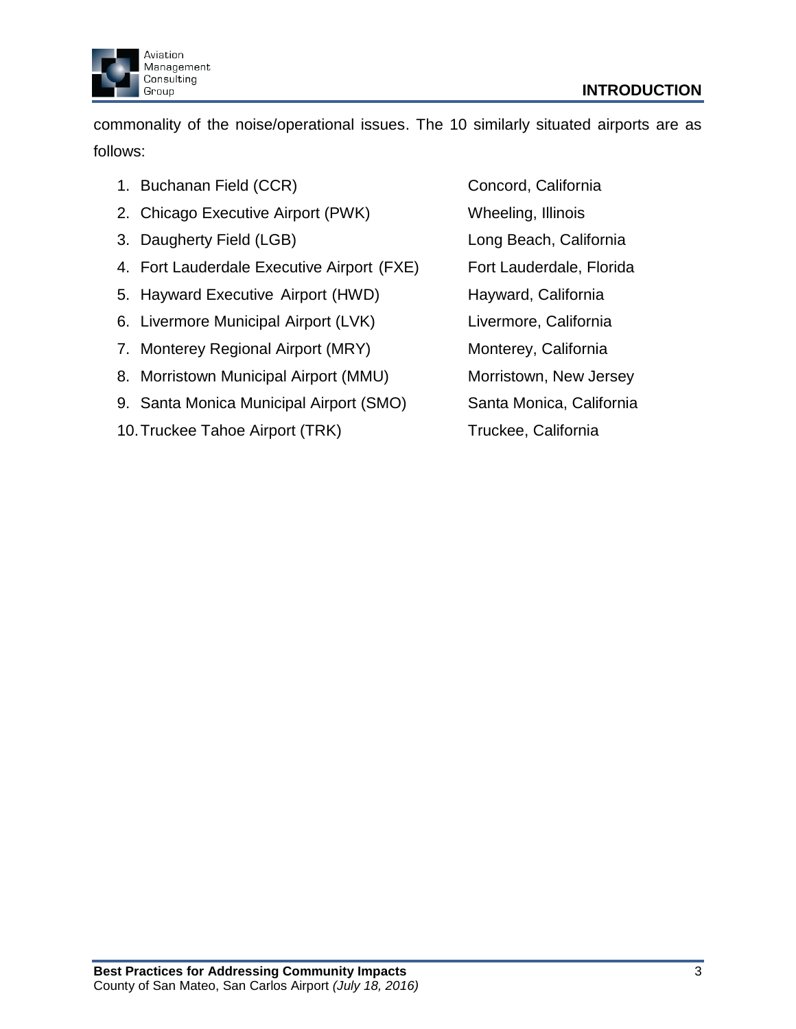commonality of the noise/operational issues. The 10 similarly situated airports are as follows:

1. Buchanan Field (CCR) — Concord, California
2. Chicago Executive Airport (PWK) — Wheeling, Illinois
3. Daugherty Field (LGB) — Long Beach, California
4. Fort Lauderdale Executive Airport (FXE) — Fort Lauderdale, Florida
5. Hayward Executive Airport (HWD) — Hayward, California
6. Livermore Municipal Airport (LVK) — Livermore, California
7. Monterey Regional Airport (MRY) — Monterey, California
8. Morristown Municipal Airport (MMU) — Morristown, New Jersey
9. Santa Monica Municipal Airport (SMO) — Santa Monica, California
10. Truckee Tahoe Airport (TRK) — Truckee, California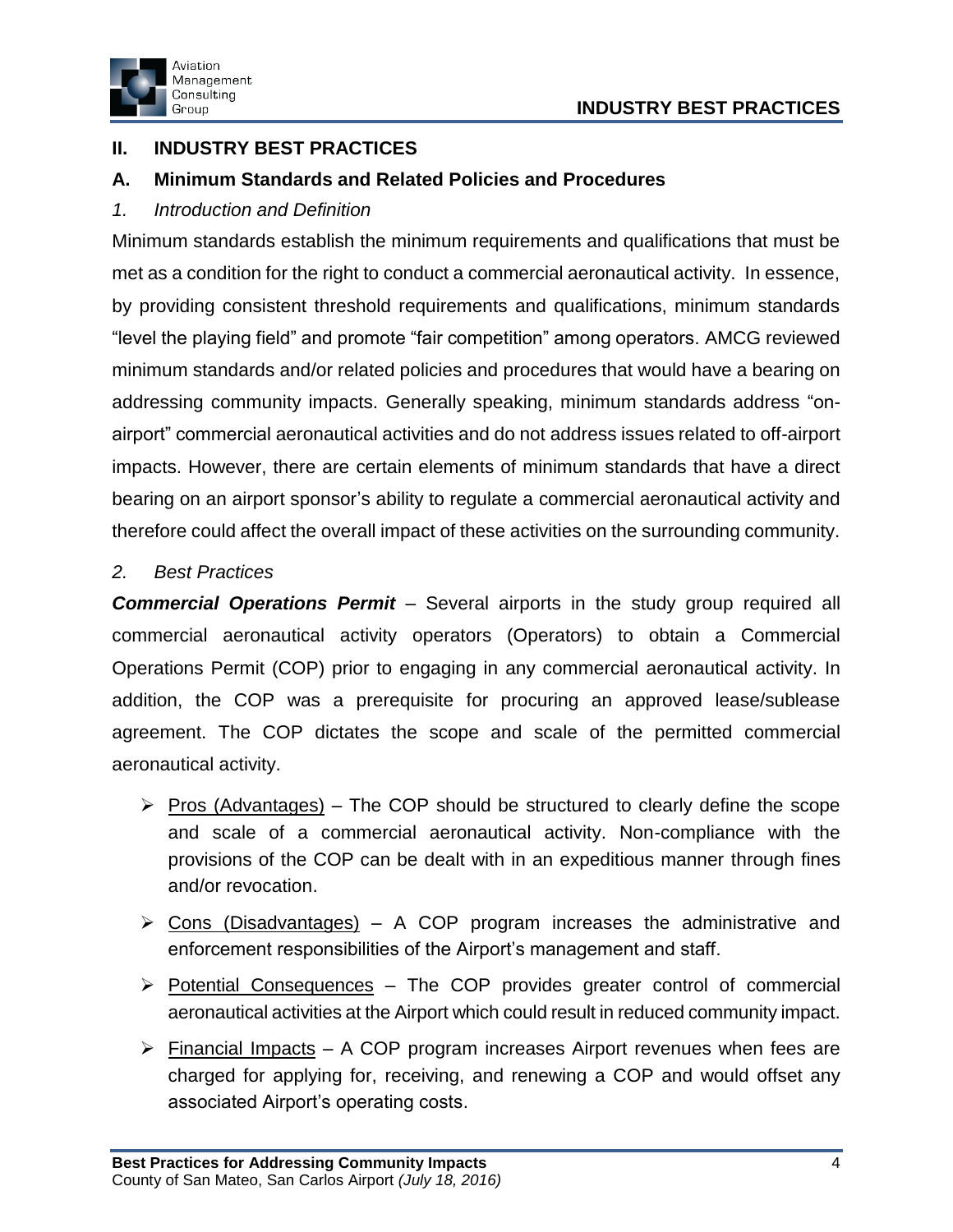## II. INDUSTRY BEST PRACTICES

### A. Minimum Standards and Related Policies and Procedures

#### *1. Introduction and Definition*

Minimum standards establish the minimum requirements and qualifications that must be met as a condition for the right to conduct a commercial aeronautical activity. In essence, by providing consistent threshold requirements and qualifications, minimum standards "level the playing field" and promote "fair competition" among operators. AMCG reviewed minimum standards and/or related policies and procedures that would have a bearing on addressing community impacts. Generally speaking, minimum standards address "on-airport" commercial aeronautical activities and do not address issues related to off-airport impacts. However, there are certain elements of minimum standards that have a direct bearing on an airport sponsor's ability to regulate a commercial aeronautical activity and therefore could affect the overall impact of these activities on the surrounding community.

#### *2. Best Practices*

***Commercial Operations Permit*** – Several airports in the study group required all commercial aeronautical activity operators (Operators) to obtain a Commercial Operations Permit (COP) prior to engaging in any commercial aeronautical activity. In addition, the COP was a prerequisite for procuring an approved lease/sublease agreement. The COP dictates the scope and scale of the permitted commercial aeronautical activity.

- <u>Pros (Advantages)</u> – The COP should be structured to clearly define the scope and scale of a commercial aeronautical activity. Non-compliance with the provisions of the COP can be dealt with in an expeditious manner through fines and/or revocation.
- <u>Cons (Disadvantages)</u> – A COP program increases the administrative and enforcement responsibilities of the Airport's management and staff.
- <u>Potential Consequences</u> – The COP provides greater control of commercial aeronautical activities at the Airport which could result in reduced community impact.
- <u>Financial Impacts</u> – A COP program increases Airport revenues when fees are charged for applying for, receiving, and renewing a COP and would offset any associated Airport's operating costs.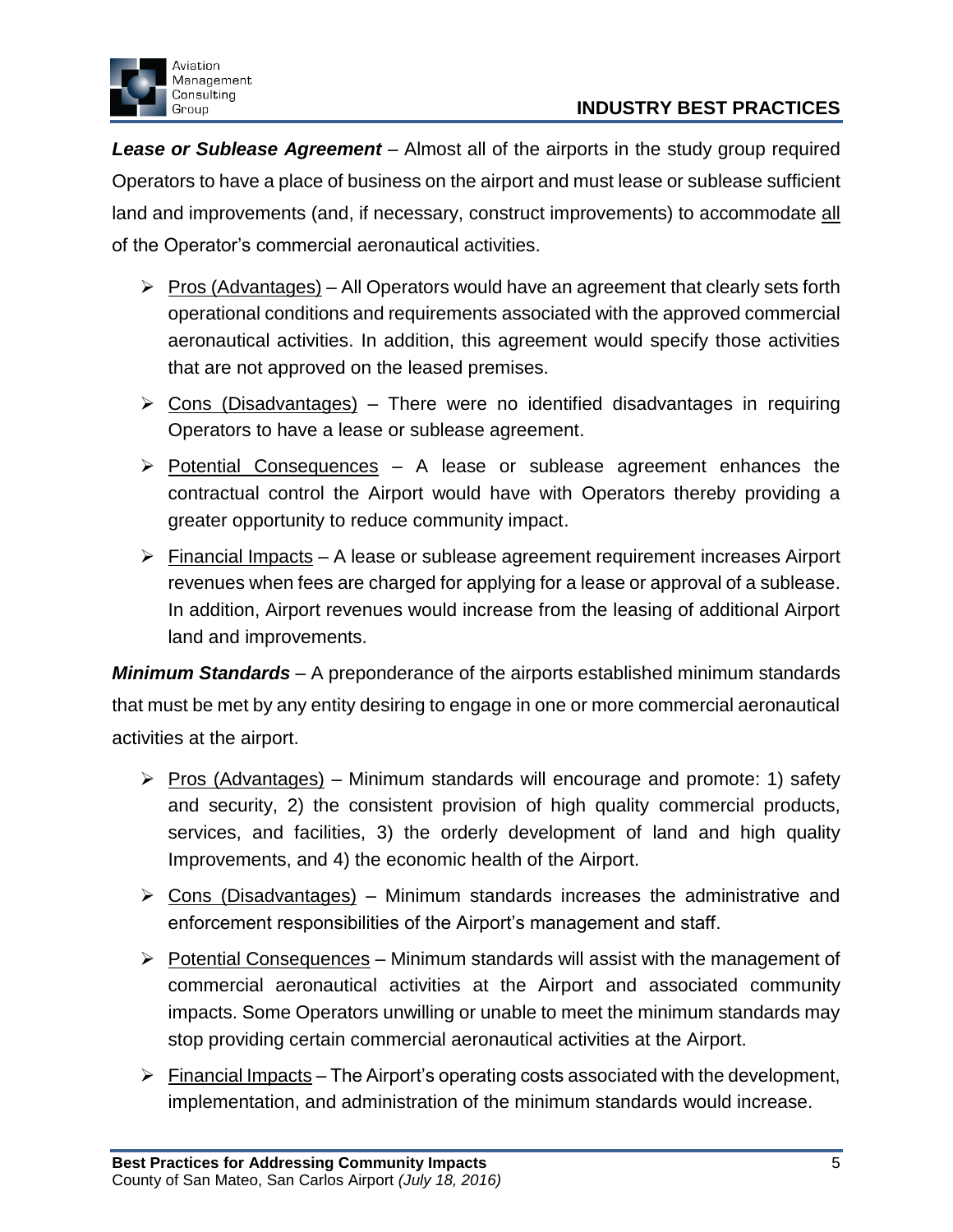***Lease or Sublease Agreement*** – Almost all of the airports in the study group required Operators to have a place of business on the airport and must lease or sublease sufficient land and improvements (and, if necessary, construct improvements) to accommodate <u>all</u> of the Operator's commercial aeronautical activities.

- <u>Pros (Advantages)</u> – All Operators would have an agreement that clearly sets forth operational conditions and requirements associated with the approved commercial aeronautical activities. In addition, this agreement would specify those activities that are not approved on the leased premises.
- <u>Cons (Disadvantages)</u> – There were no identified disadvantages in requiring Operators to have a lease or sublease agreement.
- <u>Potential Consequences</u> – A lease or sublease agreement enhances the contractual control the Airport would have with Operators thereby providing a greater opportunity to reduce community impact.
- <u>Financial Impacts</u> – A lease or sublease agreement requirement increases Airport revenues when fees are charged for applying for a lease or approval of a sublease. In addition, Airport revenues would increase from the leasing of additional Airport land and improvements.

***Minimum Standards*** – A preponderance of the airports established minimum standards that must be met by any entity desiring to engage in one or more commercial aeronautical activities at the airport.

- <u>Pros (Advantages)</u> – Minimum standards will encourage and promote: 1) safety and security, 2) the consistent provision of high quality commercial products, services, and facilities, 3) the orderly development of land and high quality Improvements, and 4) the economic health of the Airport.
- <u>Cons (Disadvantages)</u> – Minimum standards increases the administrative and enforcement responsibilities of the Airport's management and staff.
- <u>Potential Consequences</u> – Minimum standards will assist with the management of commercial aeronautical activities at the Airport and associated community impacts. Some Operators unwilling or unable to meet the minimum standards may stop providing certain commercial aeronautical activities at the Airport.
- <u>Financial Impacts</u> – The Airport's operating costs associated with the development, implementation, and administration of the minimum standards would increase.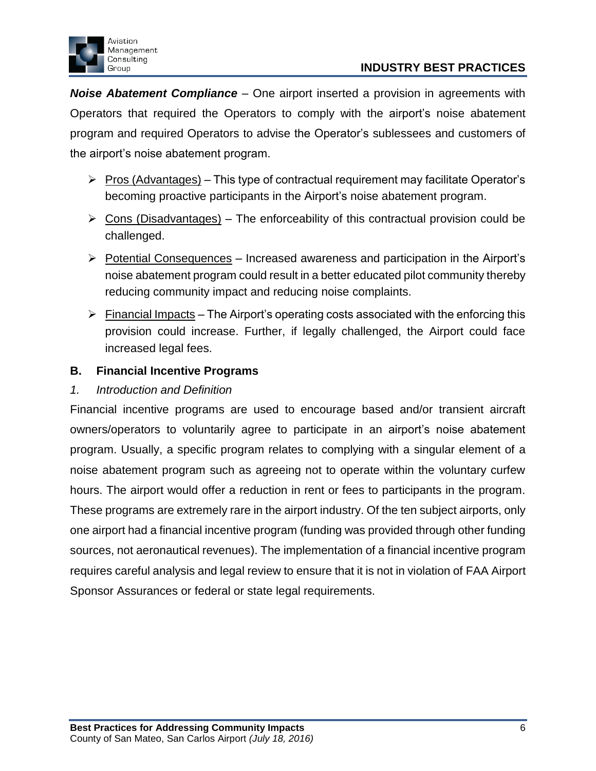***Noise Abatement Compliance*** – One airport inserted a provision in agreements with Operators that required the Operators to comply with the airport's noise abatement program and required Operators to advise the Operator's sublessees and customers of the airport's noise abatement program.

- Pros (Advantages) – This type of contractual requirement may facilitate Operator's becoming proactive participants in the Airport's noise abatement program.
- Cons (Disadvantages) – The enforceability of this contractual provision could be challenged.
- Potential Consequences – Increased awareness and participation in the Airport's noise abatement program could result in a better educated pilot community thereby reducing community impact and reducing noise complaints.
- Financial Impacts – The Airport's operating costs associated with the enforcing this provision could increase. Further, if legally challenged, the Airport could face increased legal fees.

## B. Financial Incentive Programs

### *1. Introduction and Definition*

Financial incentive programs are used to encourage based and/or transient aircraft owners/operators to voluntarily agree to participate in an airport's noise abatement program. Usually, a specific program relates to complying with a singular element of a noise abatement program such as agreeing not to operate within the voluntary curfew hours. The airport would offer a reduction in rent or fees to participants in the program. These programs are extremely rare in the airport industry. Of the ten subject airports, only one airport had a financial incentive program (funding was provided through other funding sources, not aeronautical revenues). The implementation of a financial incentive program requires careful analysis and legal review to ensure that it is not in violation of FAA Airport Sponsor Assurances or federal or state legal requirements.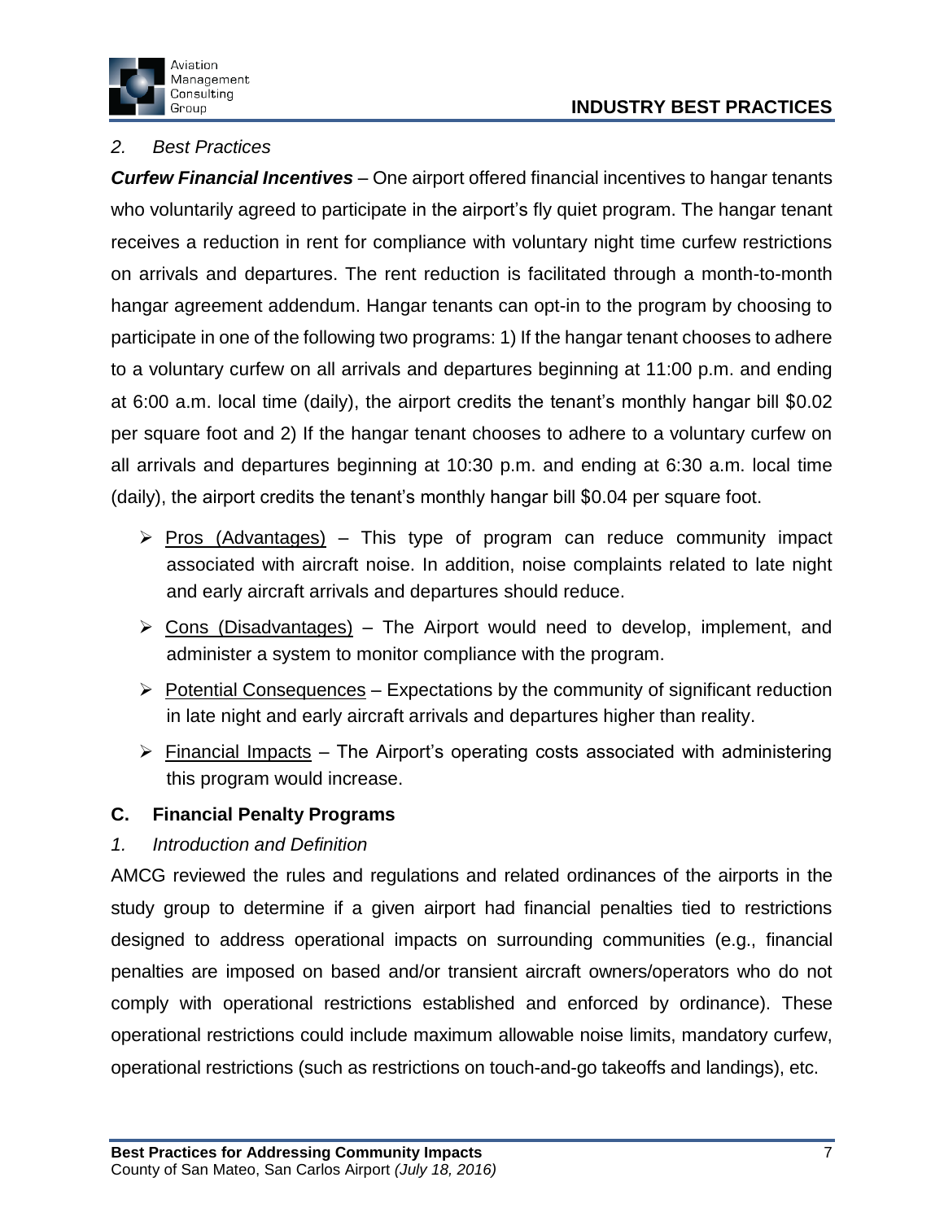*2. Best Practices*

***Curfew Financial Incentives*** – One airport offered financial incentives to hangar tenants who voluntarily agreed to participate in the airport's fly quiet program. The hangar tenant receives a reduction in rent for compliance with voluntary night time curfew restrictions on arrivals and departures. The rent reduction is facilitated through a month-to-month hangar agreement addendum. Hangar tenants can opt-in to the program by choosing to participate in one of the following two programs: 1) If the hangar tenant chooses to adhere to a voluntary curfew on all arrivals and departures beginning at 11:00 p.m. and ending at 6:00 a.m. local time (daily), the airport credits the tenant's monthly hangar bill $0.02 per square foot and 2) If the hangar tenant chooses to adhere to a voluntary curfew on all arrivals and departures beginning at 10:30 p.m. and ending at 6:30 a.m. local time (daily), the airport credits the tenant's monthly hangar bill $0.04 per square foot.

- <u>Pros (Advantages)</u> – This type of program can reduce community impact associated with aircraft noise. In addition, noise complaints related to late night and early aircraft arrivals and departures should reduce.
- <u>Cons (Disadvantages)</u> – The Airport would need to develop, implement, and administer a system to monitor compliance with the program.
- <u>Potential Consequences</u> – Expectations by the community of significant reduction in late night and early aircraft arrivals and departures higher than reality.
- <u>Financial Impacts</u> – The Airport's operating costs associated with administering this program would increase.

## C. Financial Penalty Programs

*1. Introduction and Definition*

AMCG reviewed the rules and regulations and related ordinances of the airports in the study group to determine if a given airport had financial penalties tied to restrictions designed to address operational impacts on surrounding communities (e.g., financial penalties are imposed on based and/or transient aircraft owners/operators who do not comply with operational restrictions established and enforced by ordinance). These operational restrictions could include maximum allowable noise limits, mandatory curfew, operational restrictions (such as restrictions on touch-and-go takeoffs and landings), etc.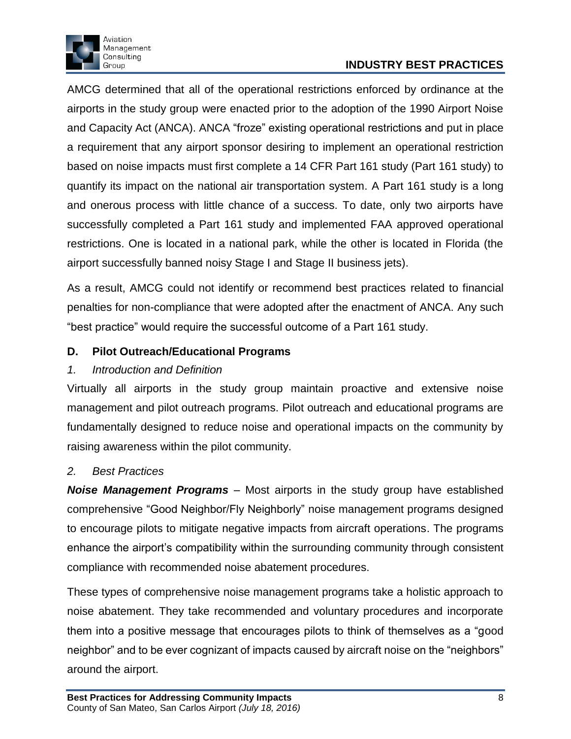AMCG determined that all of the operational restrictions enforced by ordinance at the airports in the study group were enacted prior to the adoption of the 1990 Airport Noise and Capacity Act (ANCA). ANCA "froze" existing operational restrictions and put in place a requirement that any airport sponsor desiring to implement an operational restriction based on noise impacts must first complete a 14 CFR Part 161 study (Part 161 study) to quantify its impact on the national air transportation system. A Part 161 study is a long and onerous process with little chance of a success. To date, only two airports have successfully completed a Part 161 study and implemented FAA approved operational restrictions. One is located in a national park, while the other is located in Florida (the airport successfully banned noisy Stage I and Stage II business jets).

As a result, AMCG could not identify or recommend best practices related to financial penalties for non-compliance that were adopted after the enactment of ANCA. Any such "best practice" would require the successful outcome of a Part 161 study.

### D. Pilot Outreach/Educational Programs

#### *1. Introduction and Definition*

Virtually all airports in the study group maintain proactive and extensive noise management and pilot outreach programs. Pilot outreach and educational programs are fundamentally designed to reduce noise and operational impacts on the community by raising awareness within the pilot community.

#### *2. Best Practices*

***Noise Management Programs*** – Most airports in the study group have established comprehensive "Good Neighbor/Fly Neighborly" noise management programs designed to encourage pilots to mitigate negative impacts from aircraft operations. The programs enhance the airport's compatibility within the surrounding community through consistent compliance with recommended noise abatement procedures.

These types of comprehensive noise management programs take a holistic approach to noise abatement. They take recommended and voluntary procedures and incorporate them into a positive message that encourages pilots to think of themselves as a "good neighbor" and to be ever cognizant of impacts caused by aircraft noise on the "neighbors" around the airport.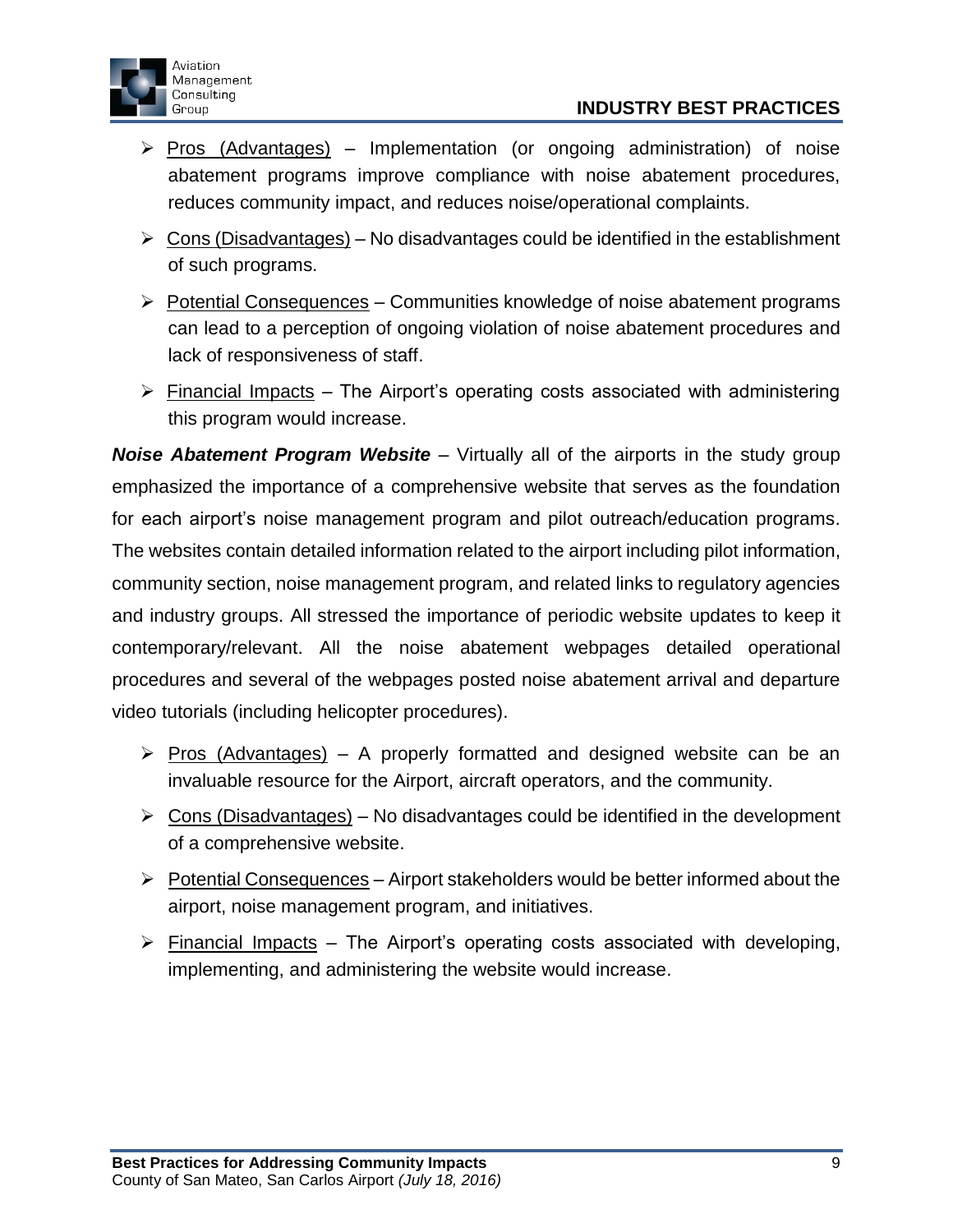- Pros (Advantages) – Implementation (or ongoing administration) of noise abatement programs improve compliance with noise abatement procedures, reduces community impact, and reduces noise/operational complaints.
- Cons (Disadvantages) – No disadvantages could be identified in the establishment of such programs.
- Potential Consequences – Communities knowledge of noise abatement programs can lead to a perception of ongoing violation of noise abatement procedures and lack of responsiveness of staff.
- Financial Impacts – The Airport's operating costs associated with administering this program would increase.

***Noise Abatement Program Website*** – Virtually all of the airports in the study group emphasized the importance of a comprehensive website that serves as the foundation for each airport's noise management program and pilot outreach/education programs. The websites contain detailed information related to the airport including pilot information, community section, noise management program, and related links to regulatory agencies and industry groups. All stressed the importance of periodic website updates to keep it contemporary/relevant. All the noise abatement webpages detailed operational procedures and several of the webpages posted noise abatement arrival and departure video tutorials (including helicopter procedures).

- Pros (Advantages) – A properly formatted and designed website can be an invaluable resource for the Airport, aircraft operators, and the community.
- Cons (Disadvantages) – No disadvantages could be identified in the development of a comprehensive website.
- Potential Consequences – Airport stakeholders would be better informed about the airport, noise management program, and initiatives.
- Financial Impacts – The Airport's operating costs associated with developing, implementing, and administering the website would increase.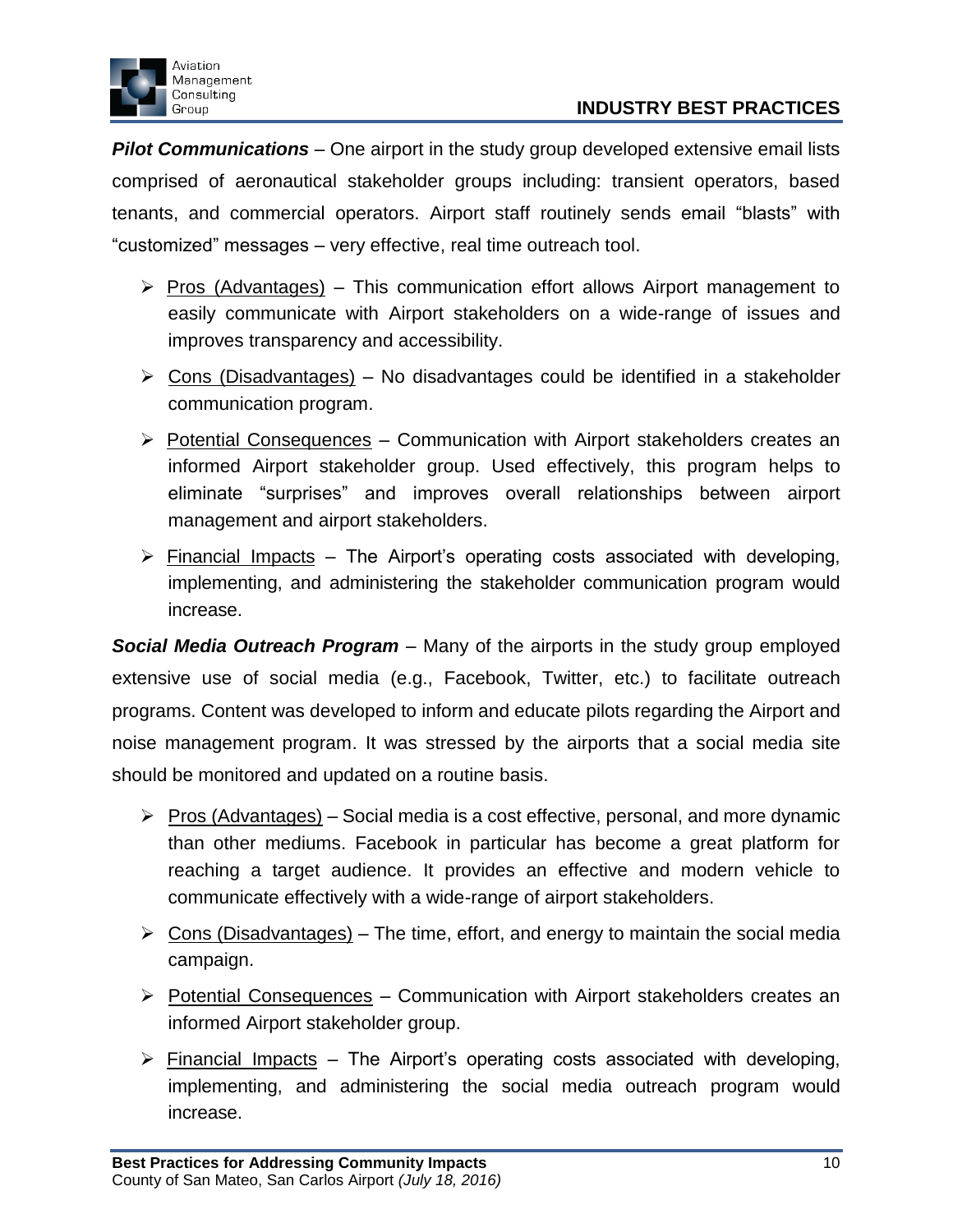***Pilot Communications*** – One airport in the study group developed extensive email lists comprised of aeronautical stakeholder groups including: transient operators, based tenants, and commercial operators. Airport staff routinely sends email "blasts" with "customized" messages – very effective, real time outreach tool.

- <u>Pros (Advantages)</u> – This communication effort allows Airport management to easily communicate with Airport stakeholders on a wide-range of issues and improves transparency and accessibility.
- <u>Cons (Disadvantages)</u> – No disadvantages could be identified in a stakeholder communication program.
- <u>Potential Consequences</u> – Communication with Airport stakeholders creates an informed Airport stakeholder group. Used effectively, this program helps to eliminate "surprises" and improves overall relationships between airport management and airport stakeholders.
- <u>Financial Impacts</u> – The Airport's operating costs associated with developing, implementing, and administering the stakeholder communication program would increase.

***Social Media Outreach Program*** – Many of the airports in the study group employed extensive use of social media (e.g., Facebook, Twitter, etc.) to facilitate outreach programs. Content was developed to inform and educate pilots regarding the Airport and noise management program. It was stressed by the airports that a social media site should be monitored and updated on a routine basis.

- <u>Pros (Advantages)</u> – Social media is a cost effective, personal, and more dynamic than other mediums. Facebook in particular has become a great platform for reaching a target audience. It provides an effective and modern vehicle to communicate effectively with a wide-range of airport stakeholders.
- <u>Cons (Disadvantages)</u> – The time, effort, and energy to maintain the social media campaign.
- <u>Potential Consequences</u> – Communication with Airport stakeholders creates an informed Airport stakeholder group.
- <u>Financial Impacts</u> – The Airport's operating costs associated with developing, implementing, and administering the social media outreach program would increase.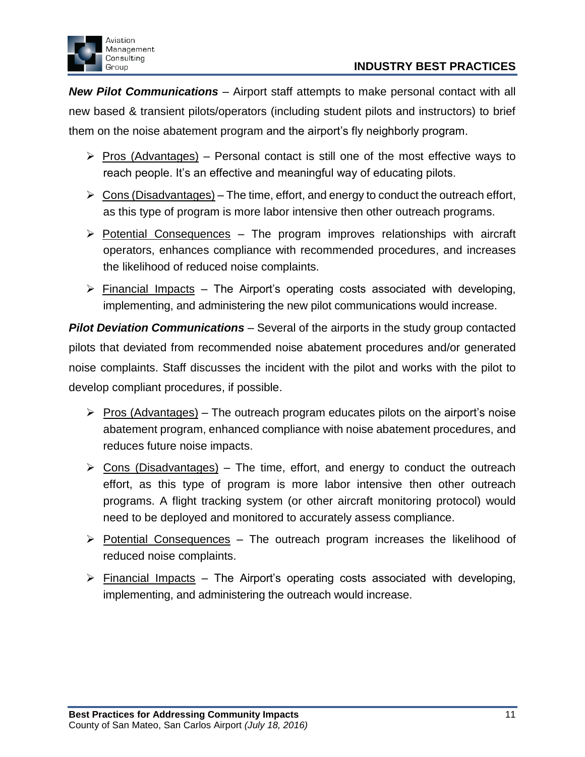***New Pilot Communications*** – Airport staff attempts to make personal contact with all new based & transient pilots/operators (including student pilots and instructors) to brief them on the noise abatement program and the airport's fly neighborly program.

- Pros (Advantages) – Personal contact is still one of the most effective ways to reach people. It's an effective and meaningful way of educating pilots.
- Cons (Disadvantages) – The time, effort, and energy to conduct the outreach effort, as this type of program is more labor intensive then other outreach programs.
- Potential Consequences – The program improves relationships with aircraft operators, enhances compliance with recommended procedures, and increases the likelihood of reduced noise complaints.
- Financial Impacts – The Airport's operating costs associated with developing, implementing, and administering the new pilot communications would increase.

***Pilot Deviation Communications*** – Several of the airports in the study group contacted pilots that deviated from recommended noise abatement procedures and/or generated noise complaints. Staff discusses the incident with the pilot and works with the pilot to develop compliant procedures, if possible.

- Pros (Advantages) – The outreach program educates pilots on the airport's noise abatement program, enhanced compliance with noise abatement procedures, and reduces future noise impacts.
- Cons (Disadvantages) – The time, effort, and energy to conduct the outreach effort, as this type of program is more labor intensive then other outreach programs. A flight tracking system (or other aircraft monitoring protocol) would need to be deployed and monitored to accurately assess compliance.
- Potential Consequences – The outreach program increases the likelihood of reduced noise complaints.
- Financial Impacts – The Airport's operating costs associated with developing, implementing, and administering the outreach would increase.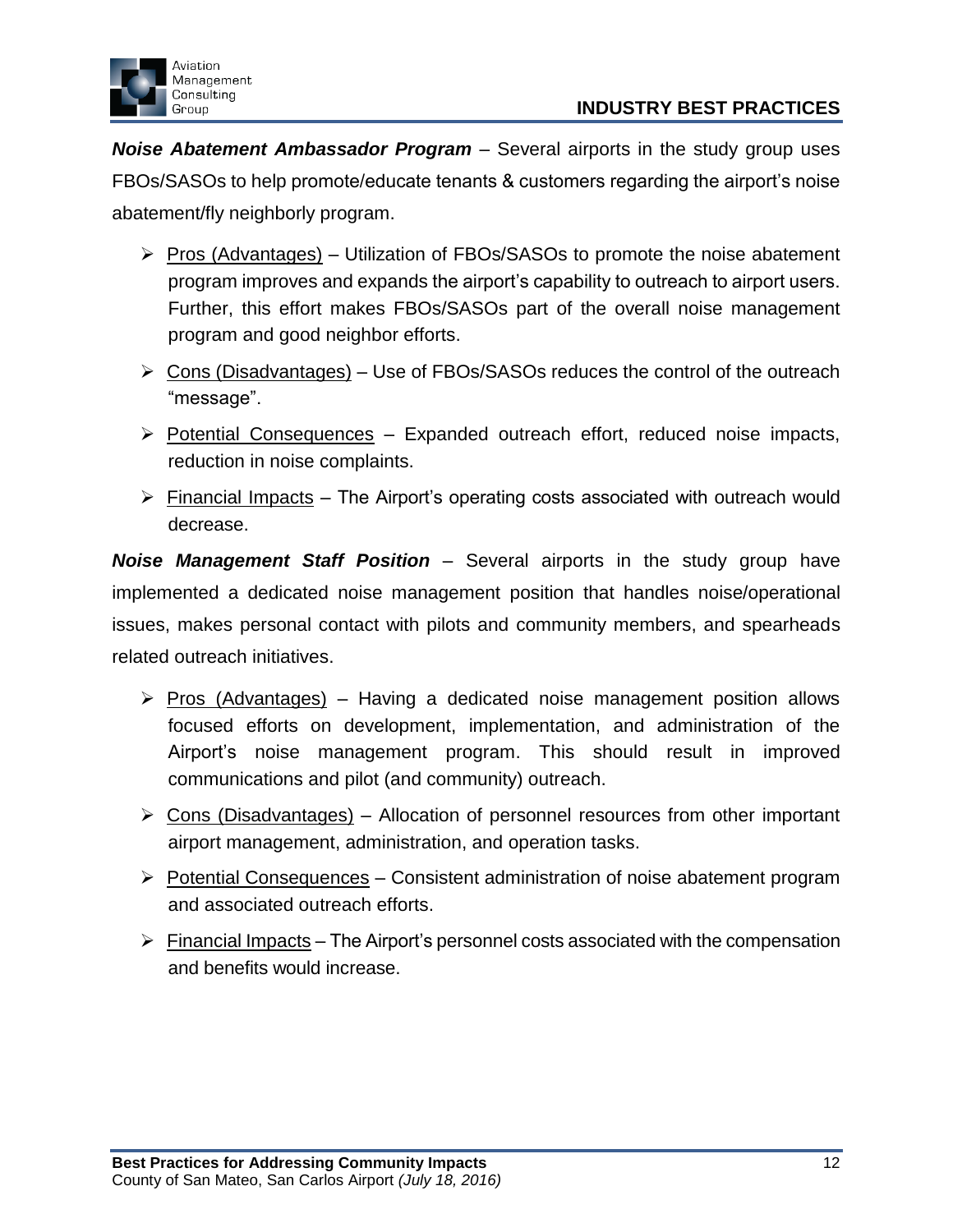**Noise Abatement Ambassador Program** – Several airports in the study group uses FBOs/SASOs to help promote/educate tenants & customers regarding the airport's noise abatement/fly neighborly program.

- Pros (Advantages) – Utilization of FBOs/SASOs to promote the noise abatement program improves and expands the airport's capability to outreach to airport users. Further, this effort makes FBOs/SASOs part of the overall noise management program and good neighbor efforts.
- Cons (Disadvantages) – Use of FBOs/SASOs reduces the control of the outreach "message".
- Potential Consequences – Expanded outreach effort, reduced noise impacts, reduction in noise complaints.
- Financial Impacts – The Airport's operating costs associated with outreach would decrease.

**Noise Management Staff Position** – Several airports in the study group have implemented a dedicated noise management position that handles noise/operational issues, makes personal contact with pilots and community members, and spearheads related outreach initiatives.

- Pros (Advantages) – Having a dedicated noise management position allows focused efforts on development, implementation, and administration of the Airport's noise management program. This should result in improved communications and pilot (and community) outreach.
- Cons (Disadvantages) – Allocation of personnel resources from other important airport management, administration, and operation tasks.
- Potential Consequences – Consistent administration of noise abatement program and associated outreach efforts.
- Financial Impacts – The Airport's personnel costs associated with the compensation and benefits would increase.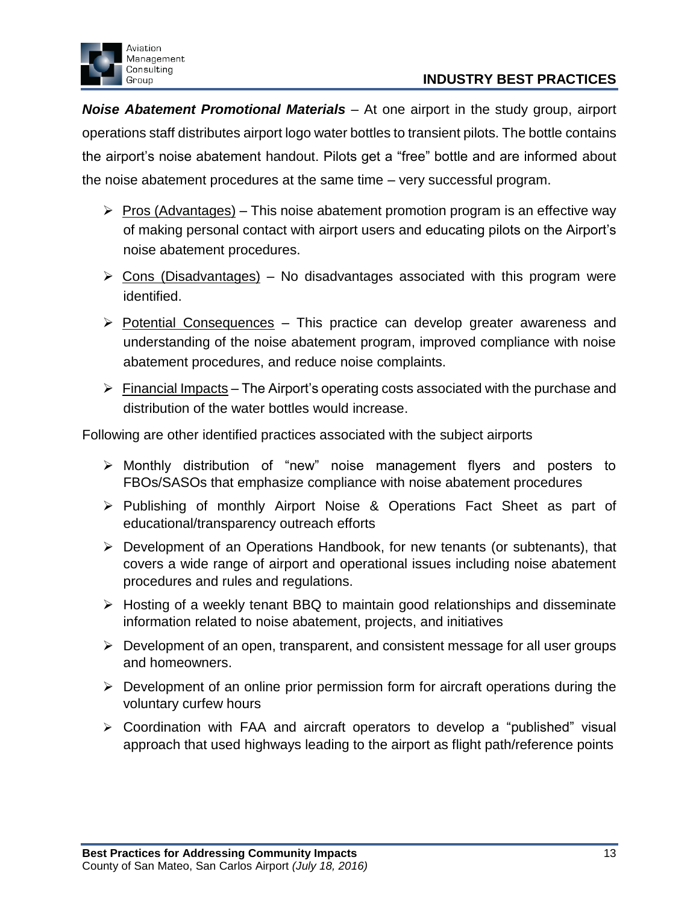***Noise Abatement Promotional Materials*** – At one airport in the study group, airport operations staff distributes airport logo water bottles to transient pilots. The bottle contains the airport's noise abatement handout. Pilots get a "free" bottle and are informed about the noise abatement procedures at the same time – very successful program.

- <u>Pros (Advantages)</u> – This noise abatement promotion program is an effective way of making personal contact with airport users and educating pilots on the Airport's noise abatement procedures.
- <u>Cons (Disadvantages)</u> – No disadvantages associated with this program were identified.
- <u>Potential Consequences</u> – This practice can develop greater awareness and understanding of the noise abatement program, improved compliance with noise abatement procedures, and reduce noise complaints.
- <u>Financial Impacts</u> – The Airport's operating costs associated with the purchase and distribution of the water bottles would increase.

Following are other identified practices associated with the subject airports

- Monthly distribution of "new" noise management flyers and posters to FBOs/SASOs that emphasize compliance with noise abatement procedures
- Publishing of monthly Airport Noise & Operations Fact Sheet as part of educational/transparency outreach efforts
- Development of an Operations Handbook, for new tenants (or subtenants), that covers a wide range of airport and operational issues including noise abatement procedures and rules and regulations.
- Hosting of a weekly tenant BBQ to maintain good relationships and disseminate information related to noise abatement, projects, and initiatives
- Development of an open, transparent, and consistent message for all user groups and homeowners.
- Development of an online prior permission form for aircraft operations during the voluntary curfew hours
- Coordination with FAA and aircraft operators to develop a "published" visual approach that used highways leading to the airport as flight path/reference points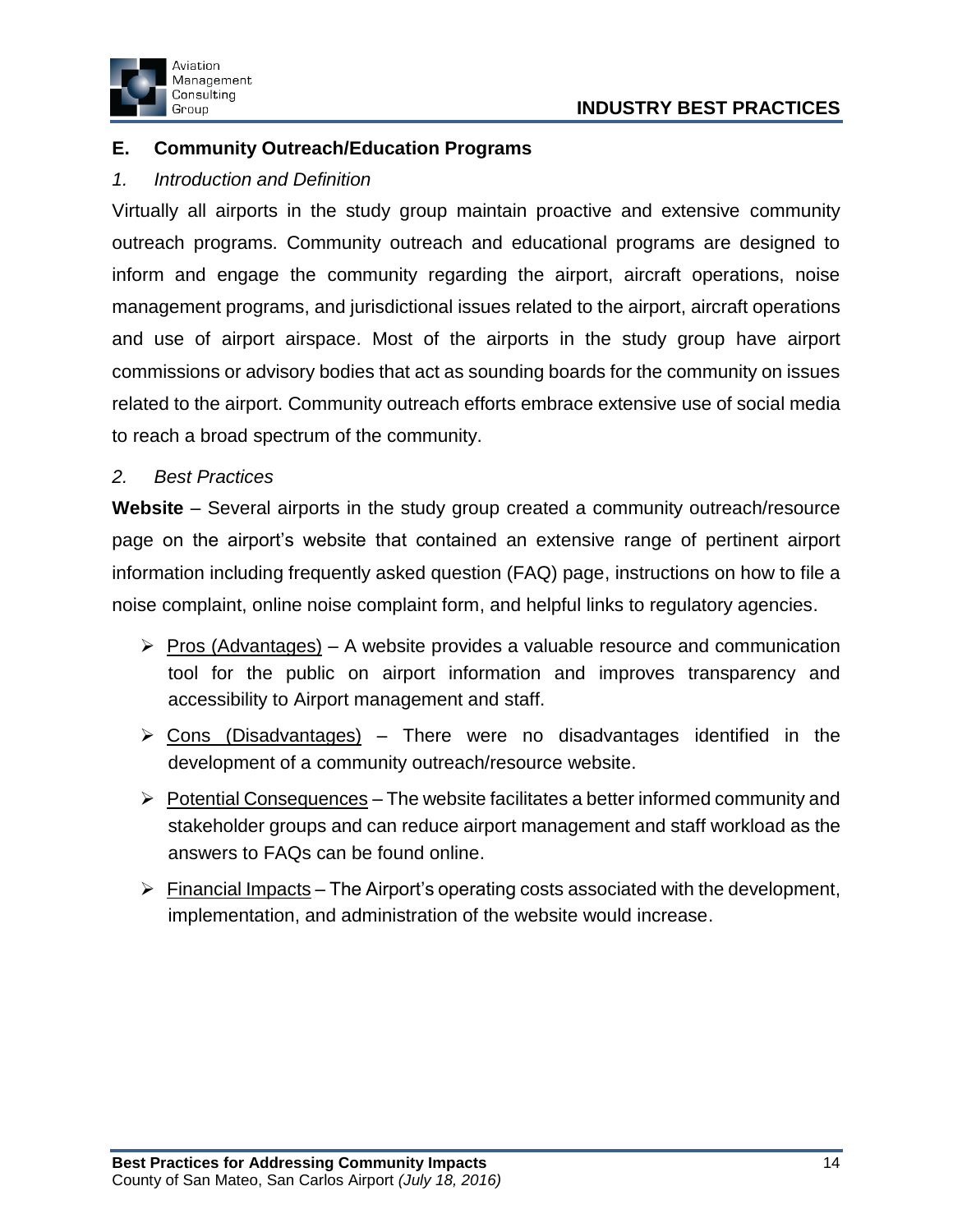## E. Community Outreach/Education Programs

### *1. Introduction and Definition*

Virtually all airports in the study group maintain proactive and extensive community outreach programs. Community outreach and educational programs are designed to inform and engage the community regarding the airport, aircraft operations, noise management programs, and jurisdictional issues related to the airport, aircraft operations and use of airport airspace. Most of the airports in the study group have airport commissions or advisory bodies that act as sounding boards for the community on issues related to the airport. Community outreach efforts embrace extensive use of social media to reach a broad spectrum of the community.

### *2. Best Practices*

**Website** – Several airports in the study group created a community outreach/resource page on the airport's website that contained an extensive range of pertinent airport information including frequently asked question (FAQ) page, instructions on how to file a noise complaint, online noise complaint form, and helpful links to regulatory agencies.

- <u>Pros (Advantages)</u> – A website provides a valuable resource and communication tool for the public on airport information and improves transparency and accessibility to Airport management and staff.
- <u>Cons (Disadvantages)</u> – There were no disadvantages identified in the development of a community outreach/resource website.
- <u>Potential Consequences</u> – The website facilitates a better informed community and stakeholder groups and can reduce airport management and staff workload as the answers to FAQs can be found online.
- <u>Financial Impacts</u> – The Airport's operating costs associated with the development, implementation, and administration of the website would increase.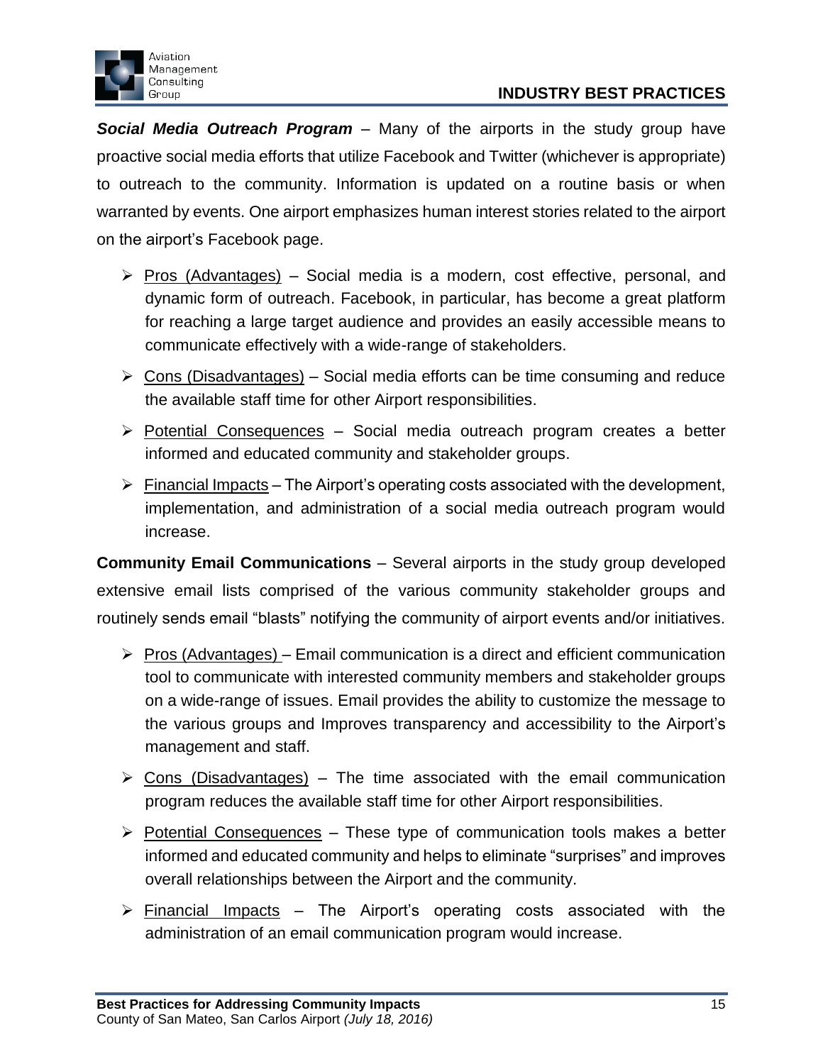***Social Media Outreach Program*** – Many of the airports in the study group have proactive social media efforts that utilize Facebook and Twitter (whichever is appropriate) to outreach to the community. Information is updated on a routine basis or when warranted by events. One airport emphasizes human interest stories related to the airport on the airport's Facebook page.

- Pros (Advantages) – Social media is a modern, cost effective, personal, and dynamic form of outreach. Facebook, in particular, has become a great platform for reaching a large target audience and provides an easily accessible means to communicate effectively with a wide-range of stakeholders.
- Cons (Disadvantages) – Social media efforts can be time consuming and reduce the available staff time for other Airport responsibilities.
- Potential Consequences – Social media outreach program creates a better informed and educated community and stakeholder groups.
- Financial Impacts – The Airport's operating costs associated with the development, implementation, and administration of a social media outreach program would increase.

**Community Email Communications** – Several airports in the study group developed extensive email lists comprised of the various community stakeholder groups and routinely sends email "blasts" notifying the community of airport events and/or initiatives.

- Pros (Advantages) – Email communication is a direct and efficient communication tool to communicate with interested community members and stakeholder groups on a wide-range of issues. Email provides the ability to customize the message to the various groups and Improves transparency and accessibility to the Airport's management and staff.
- Cons (Disadvantages) – The time associated with the email communication program reduces the available staff time for other Airport responsibilities.
- Potential Consequences – These type of communication tools makes a better informed and educated community and helps to eliminate "surprises" and improves overall relationships between the Airport and the community.
- Financial Impacts – The Airport's operating costs associated with the administration of an email communication program would increase.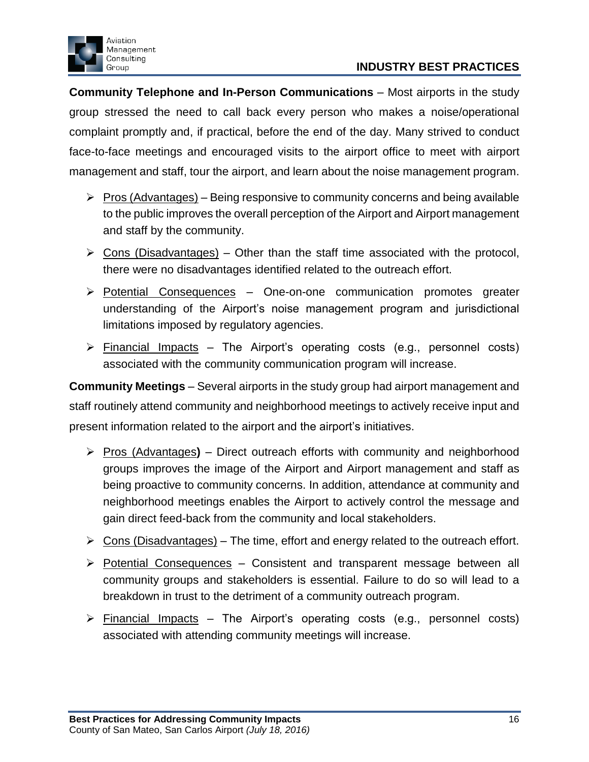**Community Telephone and In-Person Communications** – Most airports in the study group stressed the need to call back every person who makes a noise/operational complaint promptly and, if practical, before the end of the day. Many strived to conduct face-to-face meetings and encouraged visits to the airport office to meet with airport management and staff, tour the airport, and learn about the noise management program.

- Pros (Advantages) – Being responsive to community concerns and being available to the public improves the overall perception of the Airport and Airport management and staff by the community.
- Cons (Disadvantages) – Other than the staff time associated with the protocol, there were no disadvantages identified related to the outreach effort.
- Potential Consequences – One-on-one communication promotes greater understanding of the Airport's noise management program and jurisdictional limitations imposed by regulatory agencies.
- Financial Impacts – The Airport's operating costs (e.g., personnel costs) associated with the community communication program will increase.

**Community Meetings** – Several airports in the study group had airport management and staff routinely attend community and neighborhood meetings to actively receive input and present information related to the airport and the airport's initiatives.

- Pros (Advantages**)** – Direct outreach efforts with community and neighborhood groups improves the image of the Airport and Airport management and staff as being proactive to community concerns. In addition, attendance at community and neighborhood meetings enables the Airport to actively control the message and gain direct feed-back from the community and local stakeholders.
- Cons (Disadvantages) – The time, effort and energy related to the outreach effort.
- Potential Consequences – Consistent and transparent message between all community groups and stakeholders is essential. Failure to do so will lead to a breakdown in trust to the detriment of a community outreach program.
- Financial Impacts – The Airport's operating costs (e.g., personnel costs) associated with attending community meetings will increase.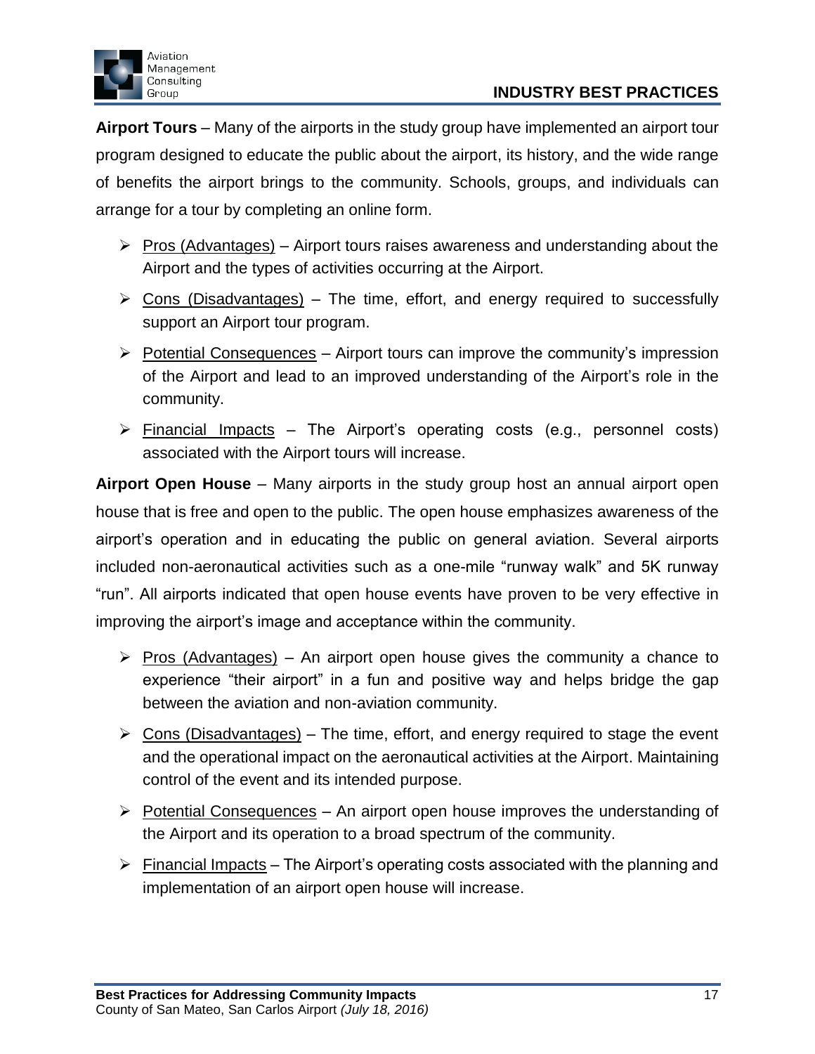**Airport Tours** – Many of the airports in the study group have implemented an airport tour program designed to educate the public about the airport, its history, and the wide range of benefits the airport brings to the community. Schools, groups, and individuals can arrange for a tour by completing an online form.

- Pros (Advantages) – Airport tours raises awareness and understanding about the Airport and the types of activities occurring at the Airport.
- Cons (Disadvantages) – The time, effort, and energy required to successfully support an Airport tour program.
- Potential Consequences – Airport tours can improve the community's impression of the Airport and lead to an improved understanding of the Airport's role in the community.
- Financial Impacts – The Airport's operating costs (e.g., personnel costs) associated with the Airport tours will increase.

**Airport Open House** – Many airports in the study group host an annual airport open house that is free and open to the public. The open house emphasizes awareness of the airport's operation and in educating the public on general aviation. Several airports included non-aeronautical activities such as a one-mile "runway walk" and 5K runway "run". All airports indicated that open house events have proven to be very effective in improving the airport's image and acceptance within the community.

- Pros (Advantages) – An airport open house gives the community a chance to experience "their airport" in a fun and positive way and helps bridge the gap between the aviation and non-aviation community.
- Cons (Disadvantages) – The time, effort, and energy required to stage the event and the operational impact on the aeronautical activities at the Airport. Maintaining control of the event and its intended purpose.
- Potential Consequences – An airport open house improves the understanding of the Airport and its operation to a broad spectrum of the community.
- Financial Impacts – The Airport's operating costs associated with the planning and implementation of an airport open house will increase.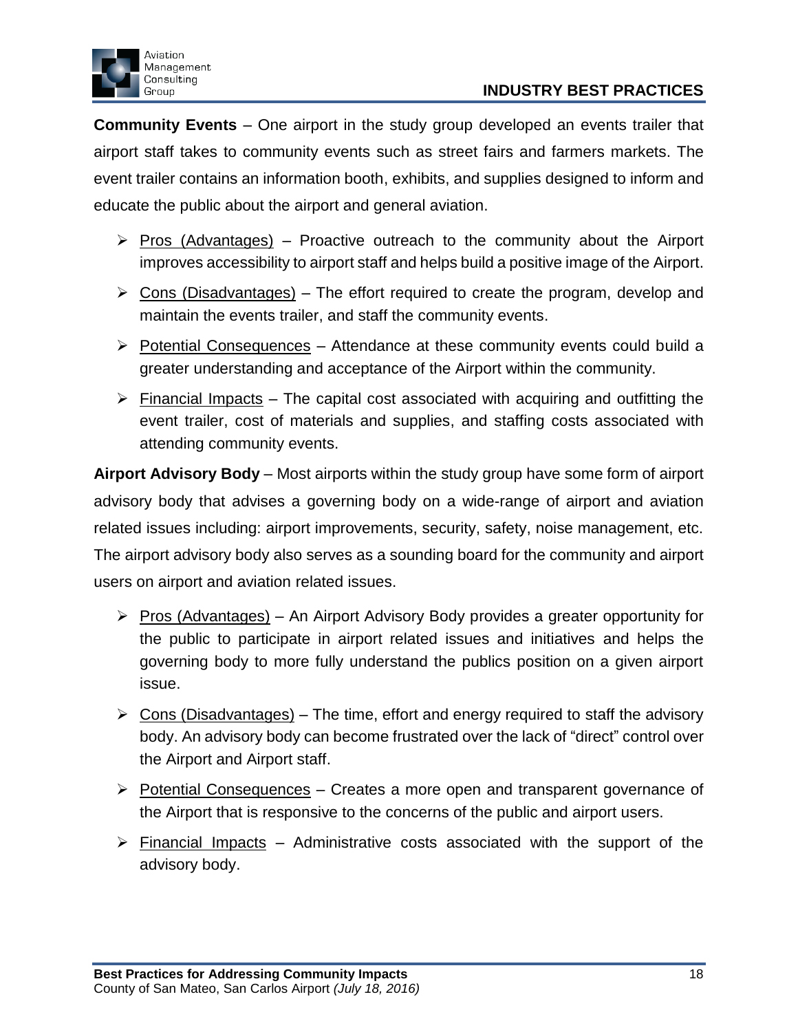**Community Events** – One airport in the study group developed an events trailer that airport staff takes to community events such as street fairs and farmers markets. The event trailer contains an information booth, exhibits, and supplies designed to inform and educate the public about the airport and general aviation.

- Pros (Advantages) – Proactive outreach to the community about the Airport improves accessibility to airport staff and helps build a positive image of the Airport.
- Cons (Disadvantages) – The effort required to create the program, develop and maintain the events trailer, and staff the community events.
- Potential Consequences – Attendance at these community events could build a greater understanding and acceptance of the Airport within the community.
- Financial Impacts – The capital cost associated with acquiring and outfitting the event trailer, cost of materials and supplies, and staffing costs associated with attending community events.

**Airport Advisory Body** – Most airports within the study group have some form of airport advisory body that advises a governing body on a wide-range of airport and aviation related issues including: airport improvements, security, safety, noise management, etc. The airport advisory body also serves as a sounding board for the community and airport users on airport and aviation related issues.

- Pros (Advantages) – An Airport Advisory Body provides a greater opportunity for the public to participate in airport related issues and initiatives and helps the governing body to more fully understand the publics position on a given airport issue.
- Cons (Disadvantages) – The time, effort and energy required to staff the advisory body. An advisory body can become frustrated over the lack of "direct" control over the Airport and Airport staff.
- Potential Consequences – Creates a more open and transparent governance of the Airport that is responsive to the concerns of the public and airport users.
- Financial Impacts – Administrative costs associated with the support of the advisory body.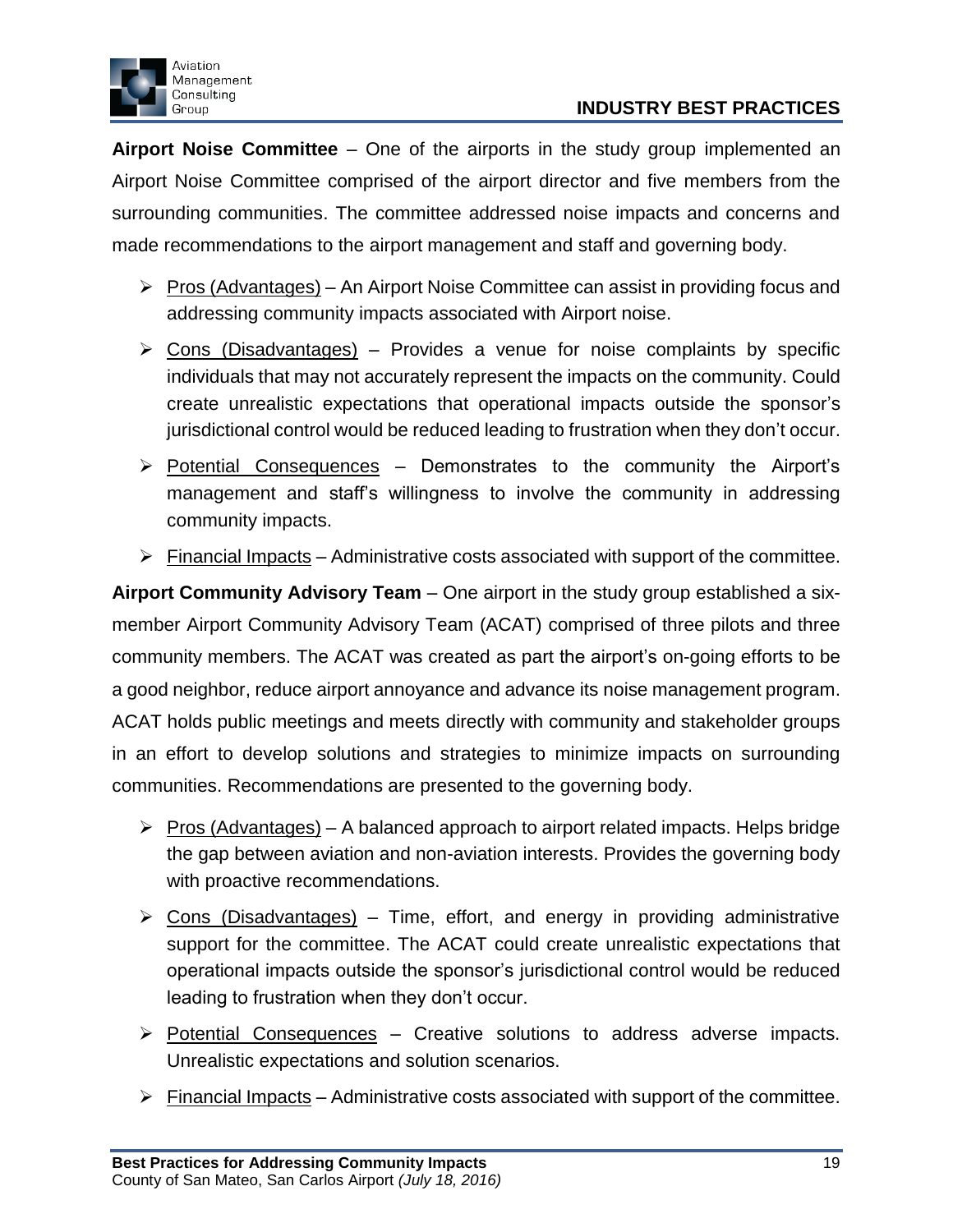**Airport Noise Committee** – One of the airports in the study group implemented an Airport Noise Committee comprised of the airport director and five members from the surrounding communities. The committee addressed noise impacts and concerns and made recommendations to the airport management and staff and governing body.

- Pros (Advantages) – An Airport Noise Committee can assist in providing focus and addressing community impacts associated with Airport noise.
- Cons (Disadvantages) – Provides a venue for noise complaints by specific individuals that may not accurately represent the impacts on the community. Could create unrealistic expectations that operational impacts outside the sponsor's jurisdictional control would be reduced leading to frustration when they don't occur.
- Potential Consequences – Demonstrates to the community the Airport's management and staff's willingness to involve the community in addressing community impacts.
- Financial Impacts – Administrative costs associated with support of the committee.

**Airport Community Advisory Team** – One airport in the study group established a six-member Airport Community Advisory Team (ACAT) comprised of three pilots and three community members. The ACAT was created as part the airport's on-going efforts to be a good neighbor, reduce airport annoyance and advance its noise management program. ACAT holds public meetings and meets directly with community and stakeholder groups in an effort to develop solutions and strategies to minimize impacts on surrounding communities. Recommendations are presented to the governing body.

- Pros (Advantages) – A balanced approach to airport related impacts. Helps bridge the gap between aviation and non-aviation interests. Provides the governing body with proactive recommendations.
- Cons (Disadvantages) – Time, effort, and energy in providing administrative support for the committee. The ACAT could create unrealistic expectations that operational impacts outside the sponsor's jurisdictional control would be reduced leading to frustration when they don't occur.
- Potential Consequences – Creative solutions to address adverse impacts. Unrealistic expectations and solution scenarios.
- Financial Impacts – Administrative costs associated with support of the committee.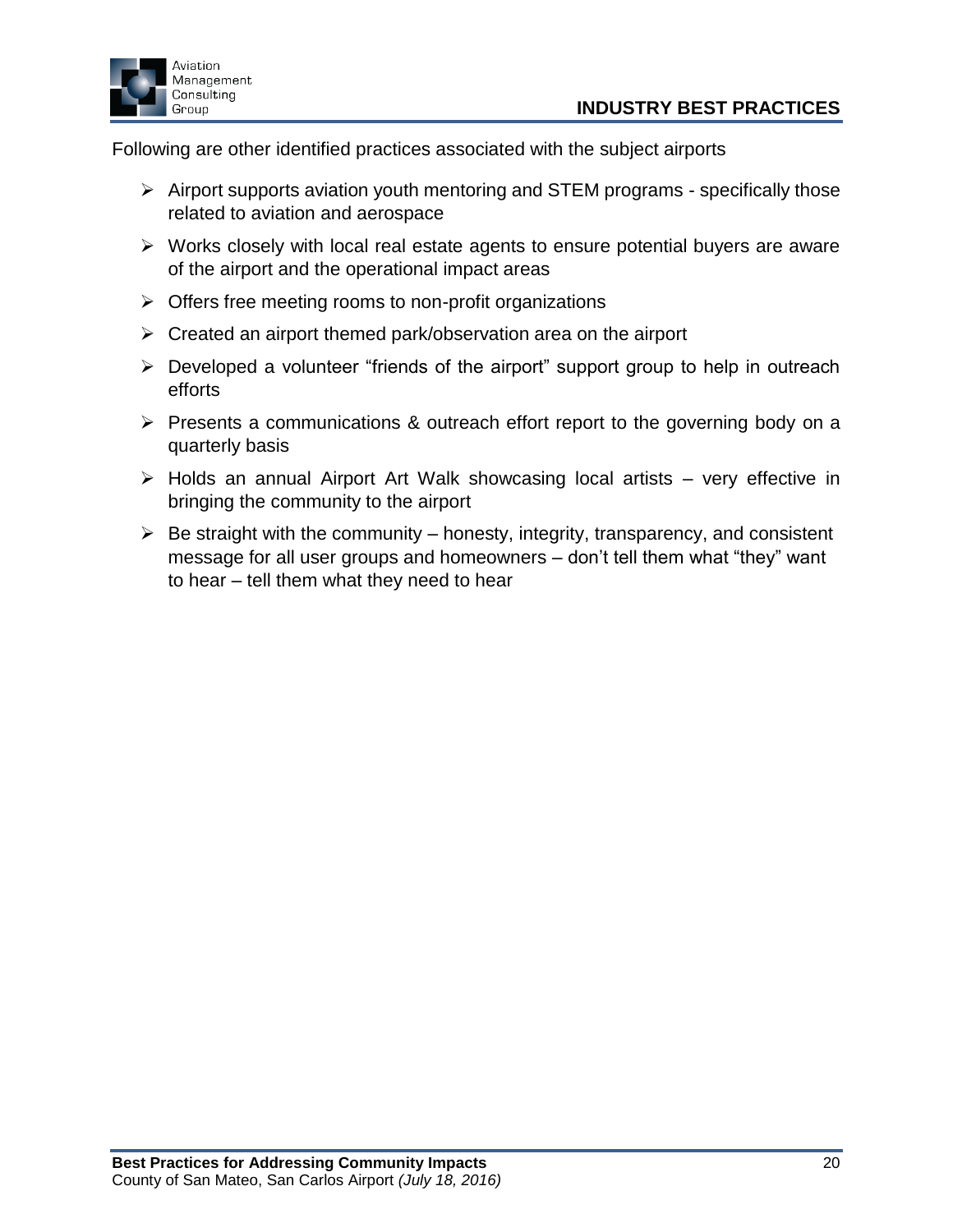Following are other identified practices associated with the subject airports

- Airport supports aviation youth mentoring and STEM programs - specifically those related to aviation and aerospace
- Works closely with local real estate agents to ensure potential buyers are aware of the airport and the operational impact areas
- Offers free meeting rooms to non-profit organizations
- Created an airport themed park/observation area on the airport
- Developed a volunteer "friends of the airport" support group to help in outreach efforts
- Presents a communications & outreach effort report to the governing body on a quarterly basis
- Holds an annual Airport Art Walk showcasing local artists – very effective in bringing the community to the airport
- Be straight with the community – honesty, integrity, transparency, and consistent message for all user groups and homeowners – don't tell them what "they" want to hear – tell them what they need to hear